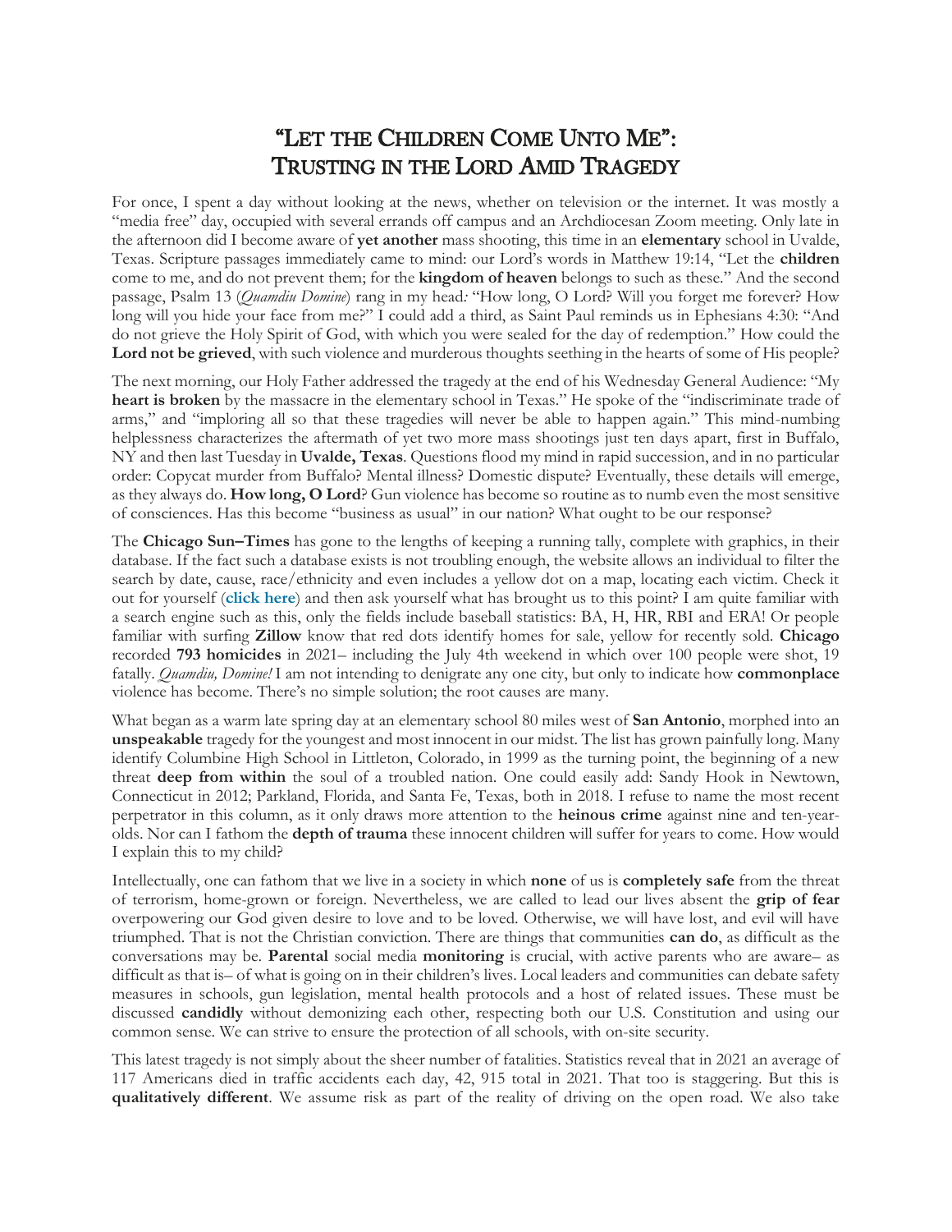# "Let the Children Come Unto Me": Trusting in the Lord Amid Tragedy

For once, I spent a day without looking at the news, whether on television or the internet. It was mostly a "media free" day, occupied with several errands off campus and an Archdiocesan Zoom meeting. Only late in the afternoon did I become aware of **yet another** mass shooting, this time in an **elementary** school in Uvalde, Texas. Scripture passages immediately came to mind: our Lord's words in Matthew 19:14, "Let the **children** come to me, and do not prevent them; for the **kingdom of heaven** belongs to such as these." And the second passage, Psalm 13 (*Quamdiu Domine*) rang in my head*:* "How long, O Lord? Will you forget me forever? How long will you hide your face from me?" I could add a third, as Saint Paul reminds us in Ephesians 4:30: "And do not grieve the Holy Spirit of God, with which you were sealed for the day of redemption." How could the **Lord not be grieved**, with such violence and murderous thoughts seething in the hearts of some of His people?

The next morning, our Holy Father addressed the tragedy at the end of his Wednesday General Audience: "My **heart is broken** by the massacre in the elementary school in Texas." He spoke of the "indiscriminate trade of arms," and "imploring all so that these tragedies will never be able to happen again." This mind-numbing helplessness characterizes the aftermath of yet two more mass shootings just ten days apart, first in Buffalo, NY and then last Tuesday in **Uvalde, Texas**. Questions flood my mind in rapid succession, and in no particular order: Copycat murder from Buffalo? Mental illness? Domestic dispute? Eventually, these details will emerge, as they always do. **How long, O Lord**? Gun violence has become so routine as to numb even the most sensitive of consciences. Has this become "business as usual" in our nation? What ought to be our response?

The **Chicago Sun–Times** has gone to the lengths of keeping a running tally, complete with graphics, in their database. If the fact such a database exists is not troubling enough, the website allows an individual to filter the search by date, cause, race/ethnicity and even includes a yellow dot on a map, locating each victim. Check it out for yourself (**click here**) and then ask yourself what has brought us to this point? I am quite familiar with a search engine such as this, only the fields include baseball statistics: BA, H, HR, RBI and ERA! Or people familiar with surfing **Zillow** know that red dots identify homes for sale, yellow for recently sold. **Chicago** recorded **793 homicides** in 2021– including the July 4th weekend in which over 100 people were shot, 19 fatally. *Quamdiu, Domine!* I am not intending to denigrate any one city, but only to indicate how **commonplace** violence has become. There's no simple solution; the root causes are many.

What began as a warm late spring day at an elementary school 80 miles west of **San Antonio**, morphed into an **unspeakable** tragedy for the youngest and most innocent in our midst. The list has grown painfully long. Many identify Columbine High School in Littleton, Colorado, in 1999 as the turning point, the beginning of a new threat **deep from within** the soul of a troubled nation. One could easily add: Sandy Hook in Newtown, Connecticut in 2012; Parkland, Florida, and Santa Fe, Texas, both in 2018. I refuse to name the most recent perpetrator in this column, as it only draws more attention to the **heinous crime** against nine and ten-year-olds. Nor can I fathom the **depth of trauma** these innocent children will suffer for years to come. How would I explain this to my child?

Intellectually, one can fathom that we live in a society in which **none** of us is **completely safe** from the threat of terrorism, home-grown or foreign. Nevertheless, we are called to lead our lives absent the **grip of fear** overpowering our God given desire to love and to be loved. Otherwise, we will have lost, and evil will have triumphed. That is not the Christian conviction. There are things that communities **can do**, as difficult as the conversations may be. **Parental** social media **monitoring** is crucial, with active parents who are aware– as difficult as that is– of what is going on in their children's lives. Local leaders and communities can debate safety measures in schools, gun legislation, mental health protocols and a host of related issues. These must be discussed **candidly** without demonizing each other, respecting both our U.S. Constitution and using our common sense. We can strive to ensure the protection of all schools, with on-site security.

This latest tragedy is not simply about the sheer number of fatalities. Statistics reveal that in 2021 an average of 117 Americans died in traffic accidents each day, 42, 915 total in 2021. That too is staggering. But this is **qualitatively different**. We assume risk as part of the reality of driving on the open road. We also take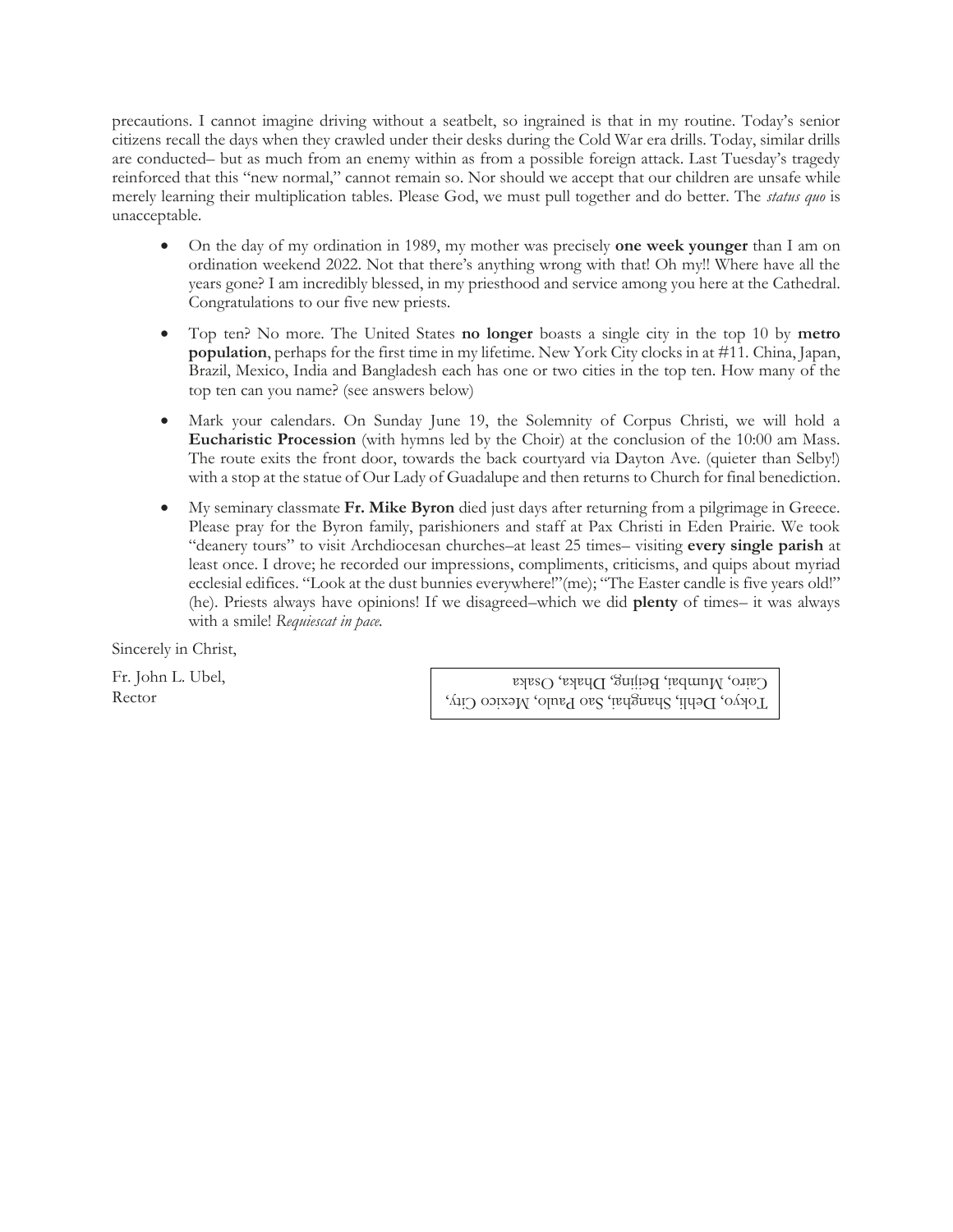precautions. I cannot imagine driving without a seatbelt, so ingrained is that in my routine. Today's senior citizens recall the days when they crawled under their desks during the Cold War era drills. Today, similar drills are conducted– but as much from an enemy within as from a possible foreign attack. Last Tuesday's tragedy reinforced that this "new normal," cannot remain so. Nor should we accept that our children are unsafe while merely learning their multiplication tables. Please God, we must pull together and do better. The *status quo* is unacceptable.

- On the day of my ordination in 1989, my mother was precisely **one week younger** than I am on ordination weekend 2022. Not that there's anything wrong with that! Oh my!! Where have all the years gone? I am incredibly blessed, in my priesthood and service among you here at the Cathedral. Congratulations to our five new priests.
- Top ten? No more. The United States **no longer** boasts a single city in the top 10 by **metro population**, perhaps for the first time in my lifetime. New York City clocks in at #11. China, Japan, Brazil, Mexico, India and Bangladesh each has one or two cities in the top ten. How many of the top ten can you name? (see answers below)
- Mark your calendars. On Sunday June 19, the Solemnity of Corpus Christi, we will hold a **Eucharistic Procession** (with hymns led by the Choir) at the conclusion of the 10:00 am Mass. The route exits the front door, towards the back courtyard via Dayton Ave. (quieter than Selby!) with a stop at the statue of Our Lady of Guadalupe and then returns to Church for final benediction.
- My seminary classmate **Fr. Mike Byron** died just days after returning from a pilgrimage in Greece. Please pray for the Byron family, parishioners and staff at Pax Christi in Eden Prairie. We took "deanery tours" to visit Archdiocesan churches–at least 25 times– visiting **every single parish** at least once. I drove; he recorded our impressions, compliments, criticisms, and quips about myriad ecclesial edifices. "Look at the dust bunnies everywhere!"(me); "The Easter candle is five years old!" (he). Priests always have opinions! If we disagreed–which we did **plenty** of times– it was always with a smile! *Requiescat in pace.*

Sincerely in Christ,

Fr. John L. Ubel,
Rector

Tokyo, Dehli, Shanghai, Sao Paulo, Mexico City, Cairo, Mumbai, Beijing, Dhaka, Osaka